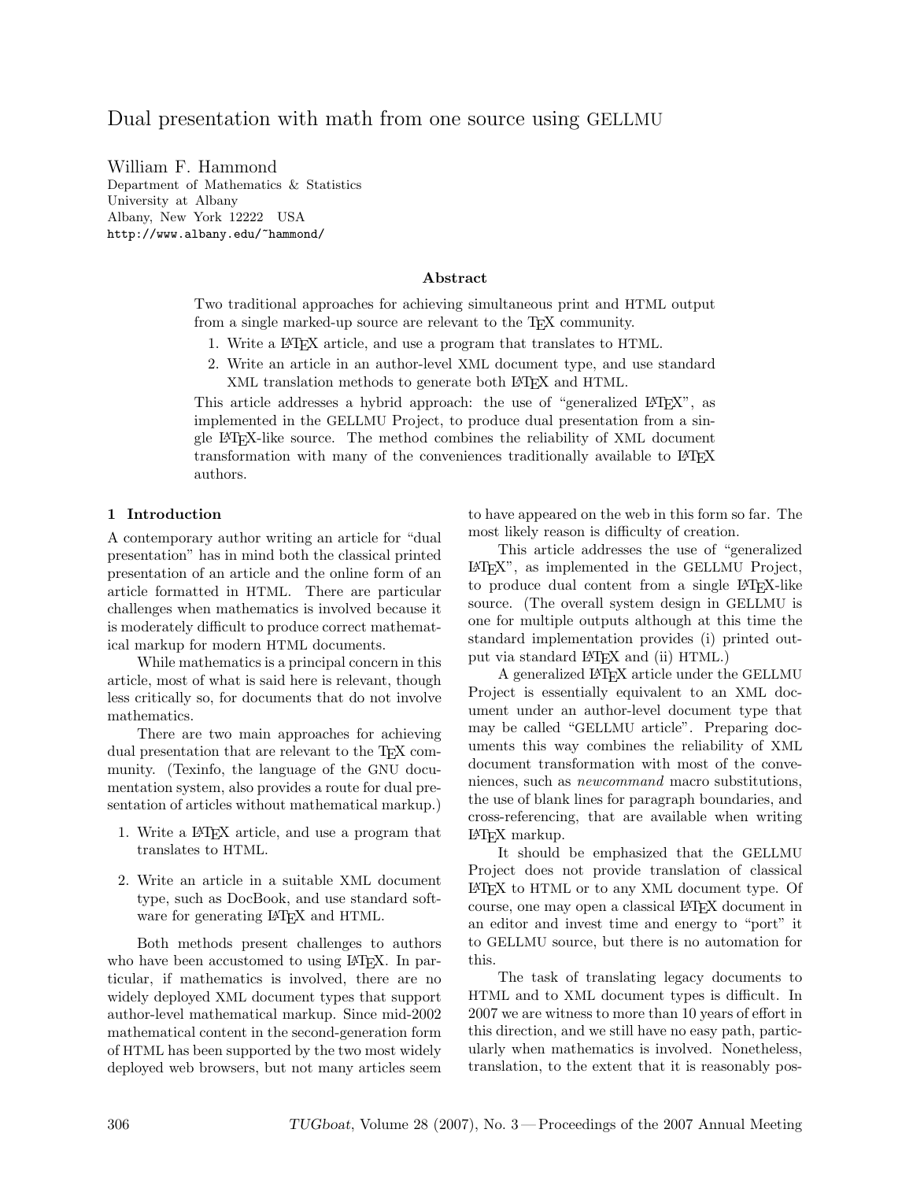# Dual presentation with math from one source using GELLMU

William F. Hammond
Department of Mathematics & Statistics
University at Albany
Albany, New York 12222 USA
http://www.albany.edu/~hammond/

### Abstract

Two traditional approaches for achieving simultaneous print and HTML output from a single marked-up source are relevant to the TeX community.

1. Write a LaTeX article, and use a program that translates to HTML.
2. Write an article in an author-level XML document type, and use standard XML translation methods to generate both LaTeX and HTML.

This article addresses a hybrid approach: the use of "generalized LaTeX", as implemented in the GELLMU Project, to produce dual presentation from a single LaTeX-like source. The method combines the reliability of XML document transformation with many of the conveniences traditionally available to LaTeX authors.

## 1 Introduction

A contemporary author writing an article for "dual presentation" has in mind both the classical printed presentation of an article and the online form of an article formatted in HTML. There are particular challenges when mathematics is involved because it is moderately difficult to produce correct mathematical markup for modern HTML documents.

While mathematics is a principal concern in this article, most of what is said here is relevant, though less critically so, for documents that do not involve mathematics.

There are two main approaches for achieving dual presentation that are relevant to the TeX community. (Texinfo, the language of the GNU documentation system, also provides a route for dual presentation of articles without mathematical markup.)

1. Write a LaTeX article, and use a program that translates to HTML.
2. Write an article in a suitable XML document type, such as DocBook, and use standard software for generating LaTeX and HTML.

Both methods present challenges to authors who have been accustomed to using LaTeX. In particular, if mathematics is involved, there are no widely deployed XML document types that support author-level mathematical markup. Since mid-2002 mathematical content in the second-generation form of HTML has been supported by the two most widely deployed web browsers, but not many articles seem to have appeared on the web in this form so far. The most likely reason is difficulty of creation.

This article addresses the use of "generalized LaTeX", as implemented in the GELLMU Project, to produce dual content from a single LaTeX-like source. (The overall system design in GELLMU is one for multiple outputs although at this time the standard implementation provides (i) printed output via standard LaTeX and (ii) HTML.)

A generalized LaTeX article under the GELLMU Project is essentially equivalent to an XML document under an author-level document type that may be called "GELLMU article". Preparing documents this way combines the reliability of XML document transformation with most of the conveniences, such as *newcommand* macro substitutions, the use of blank lines for paragraph boundaries, and cross-referencing, that are available when writing LaTeX markup.

It should be emphasized that the GELLMU Project does not provide translation of classical LaTeX to HTML or to any XML document type. Of course, one may open a classical LaTeX document in an editor and invest time and energy to "port" it to GELLMU source, but there is no automation for this.

The task of translating legacy documents to HTML and to XML document types is difficult. In 2007 we are witness to more than 10 years of effort in this direction, and we still have no easy path, particularly when mathematics is involved. Nonetheless, translation, to the extent that it is reasonably pos-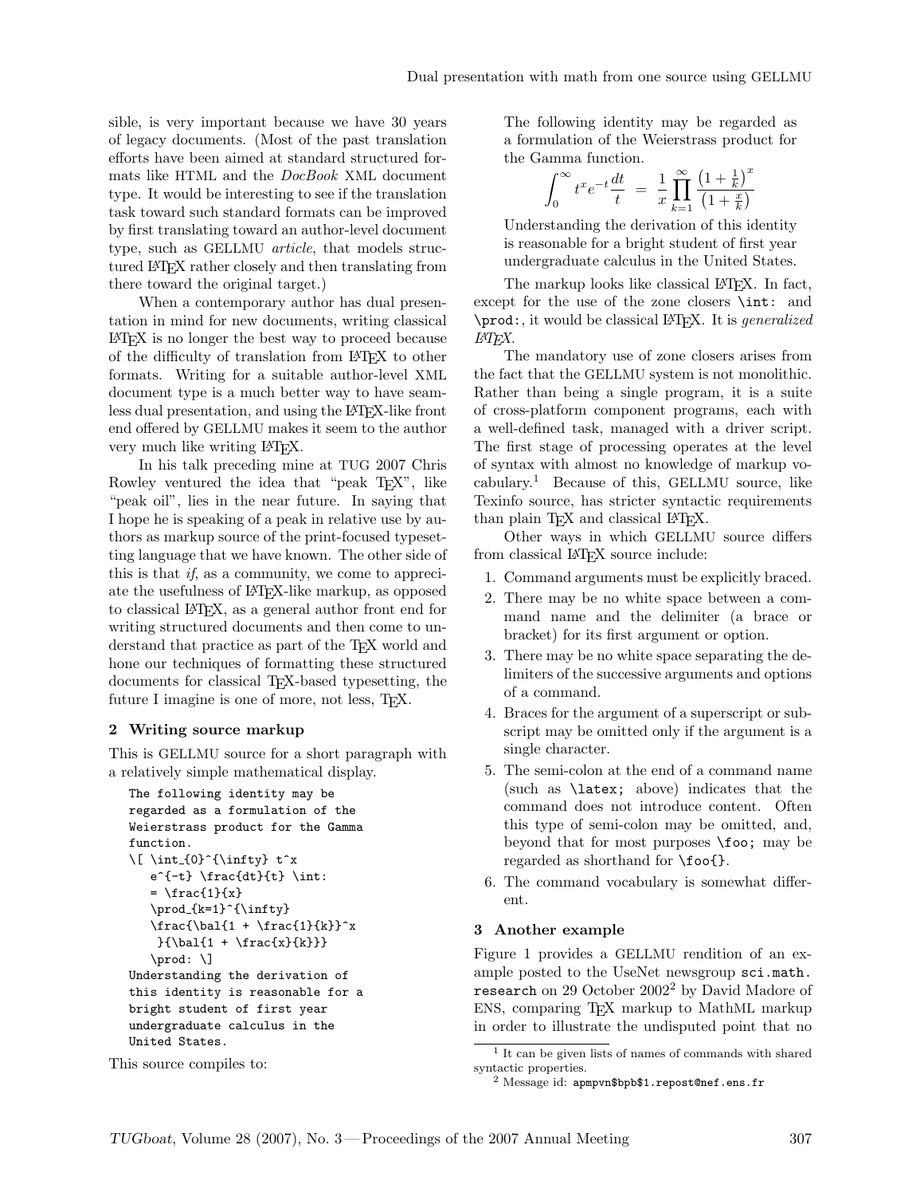sible, is very important because we have 30 years of legacy documents. (Most of the past translation efforts have been aimed at standard structured formats like HTML and the *DocBook* XML document type. It would be interesting to see if the translation task toward such standard formats can be improved by first translating toward an author-level document type, such as GELLMU *article*, that models structured LaTeX rather closely and then translating from there toward the original target.)

When a contemporary author has dual presentation in mind for new documents, writing classical LaTeX is no longer the best way to proceed because of the difficulty of translation from LaTeX to other formats. Writing for a suitable author-level XML document type is a much better way to have seamless dual presentation, and using the LaTeX-like front end offered by GELLMU makes it seem to the author very much like writing LaTeX.

In his talk preceding mine at TUG 2007 Chris Rowley ventured the idea that "peak TeX", like "peak oil", lies in the near future. In saying that I hope he is speaking of a peak in relative use by authors as markup source of the print-focused typesetting language that we have known. The other side of this is that *if*, as a community, we come to appreciate the usefulness of LaTeX-like markup, as opposed to classical LaTeX, as a general author front end for writing structured documents and then come to understand that practice as part of the TeX world and hone our techniques of formatting these structured documents for classical TeX-based typesetting, the future I imagine is one of more, not less, TeX.

## 2 Writing source markup

This is GELLMU source for a short paragraph with a relatively simple mathematical display.

```
The following identity may be
regarded as a formulation of the
Weierstrass product for the Gamma
function.
\[ \int_{0}^{\infty} t^x
   e^{-t} \frac{dt}{t} \int:
   = \frac{1}{x}
   \prod_{k=1}^{\infty}
   \frac{\bal{1 + \frac{1}{k}}^x
    }{\bal{1 + \frac{x}{k}}}
   \prod: \]
Understanding the derivation of
this identity is reasonable for a
bright student of first year
undergraduate calculus in the
United States.
```

This source compiles to:

> The following identity may be regarded as a formulation of the Weierstrass product for the Gamma function.
>
> $$\int_{0}^{\infty} t^x e^{-t} \frac{dt}{t} \; = \; \frac{1}{x} \prod_{k=1}^{\infty} \frac{\left(1 + \frac{1}{k}\right)^x}{\left(1 + \frac{x}{k}\right)}$$
>
> Understanding the derivation of this identity is reasonable for a bright student of first year undergraduate calculus in the United States.

The markup looks like classical LaTeX. In fact, except for the use of the zone closers `\int:` and `\prod:`, it would be classical LaTeX. It is *generalized LaTeX*.

The mandatory use of zone closers arises from the fact that the GELLMU system is not monolithic. Rather than being a single program, it is a suite of cross-platform component programs, each with a well-defined task, managed with a driver script. The first stage of processing operates at the level of syntax with almost no knowledge of markup vocabulary.[1] Because of this, GELLMU source, like Texinfo source, has stricter syntactic requirements than plain TeX and classical LaTeX.

Other ways in which GELLMU source differs from classical LaTeX source include:

1. Command arguments must be explicitly braced.
2. There may be no white space between a command name and the delimiter (a brace or bracket) for its first argument or option.
3. There may be no white space separating the delimiters of the successive arguments and options of a command.
4. Braces for the argument of a superscript or subscript may be omitted only if the argument is a single character.
5. The semi-colon at the end of a command name (such as `\latex;` above) indicates that the command does not introduce content. Often this type of semi-colon may be omitted, and, beyond that for most purposes `\foo;` may be regarded as shorthand for `\foo{}`.
6. The command vocabulary is somewhat different.

## 3 Another example

Figure 1 provides a GELLMU rendition of an example posted to the UseNet newsgroup `sci.math.research` on 29 October 2002[2] by David Madore of ENS, comparing TeX markup to MathML markup in order to illustrate the undisputed point that no

[1] It can be given lists of names of commands with shared syntactic properties.

[2] Message id: `apmpvn$bpb$1.repost@nef.ens.fr`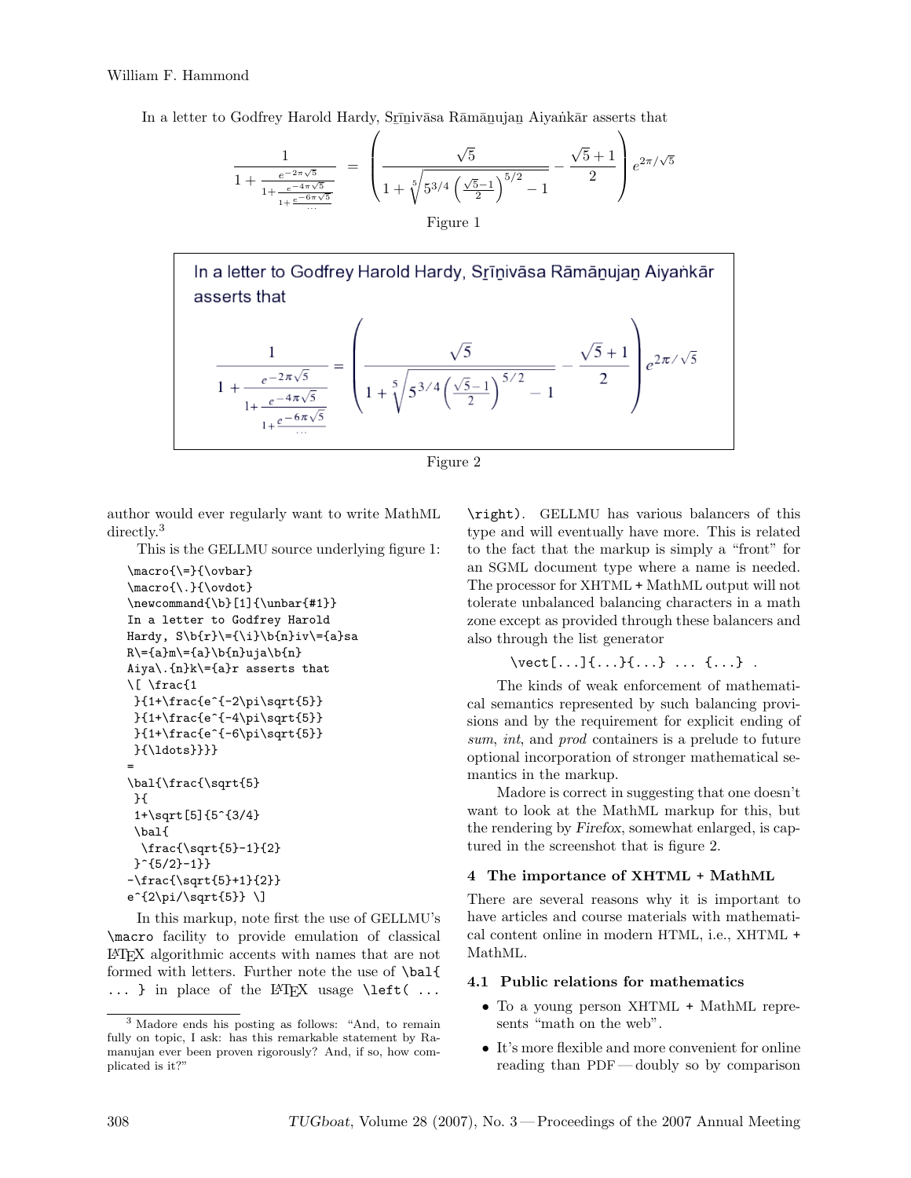In a letter to Godfrey Harold Hardy, Sr̄īn̲ivāsa Rāmān̲ujan̲ Aiyaṅkār asserts that

$$\frac{1}{1+\frac{e^{-2\pi\sqrt{5}}}{1+\frac{e^{-4\pi\sqrt{5}}}{1+\frac{e^{-6\pi\sqrt{5}}}{\cdots}}}} = \left( \frac{\sqrt{5}}{1+\sqrt[5]{5^{3/4}\left(\frac{\sqrt{5}-1}{2}\right)^{5/2}-1}} - \frac{\sqrt{5}+1}{2} \right) e^{2\pi/\sqrt{5}}$$

Figure 1

In a letter to Godfrey Harold Hardy, Sr̄īn̲ivāsa Rāmān̲ujan̲ Aiyaṅkār asserts that

$$\frac{1}{1+\frac{e^{-2\pi\sqrt{5}}}{1+\frac{e^{-4\pi\sqrt{5}}}{1+\frac{e^{-6\pi\sqrt{5}}}{\cdots}}}} = \left( \frac{\sqrt{5}}{1+\sqrt[5]{5^{3/4}\left(\frac{\sqrt{5}-1}{2}\right)^{5/2}-1}} - \frac{\sqrt{5}+1}{2} \right) e^{2\pi/\sqrt{5}}$$

Figure 2

author would ever regularly want to write MathML directly.[3]

This is the GELLMU source underlying figure 1:

```
\macro{\=}{\ovbar}
\macro{\.}{\ovdot}
\newcommand{\b}[1]{\unbar{#1}}
In a letter to Godfrey Harold
Hardy, S\b{r}\={\i}\b{n}iv\={a}sa
R\={a}m\={a}\b{n}uja\b{n}
Aiya\.{n}k\={a}r asserts that
\[ \frac{1
 }{1+\frac{e^{-2\pi\sqrt{5}}
 }{1+\frac{e^{-4\pi\sqrt{5}}
 }{1+\frac{e^{-6\pi\sqrt{5}}
 }{\ldots}}}}
=
\bal{\frac{\sqrt{5}
 }{
 1+\sqrt[5]{5^{3/4}
 \bal{
  \frac{\sqrt{5}-1}{2}
 }^{5/2}-1}}
-\frac{\sqrt{5}+1}{2}}
e^{2\pi/\sqrt{5}} \]
```

In this markup, note first the use of GELLMU's `\macro` facility to provide emulation of classical LaTeX algorithmic accents with names that are not formed with letters. Further note the use of `\bal{ ... }` in place of the LaTeX usage `\left( ... \right)`. GELLMU has various balancers of this type and will eventually have more. This is related to the fact that the markup is simply a "front" for an SGML document type where a name is needed. The processor for XHTML + MathML output will not tolerate unbalanced balancing characters in a math zone except as provided through these balancers and also through the list generator

`\vect[...]{...}{...} ... {...}` .

The kinds of weak enforcement of mathematical semantics represented by such balancing provisions and by the requirement for explicit ending of *sum*, *int*, and *prod* containers is a prelude to future optional incorporation of stronger mathematical semantics in the markup.

Madore is correct in suggesting that one doesn't want to look at the MathML markup for this, but the rendering by *Firefox*, somewhat enlarged, is captured in the screenshot that is figure 2.

## 4 The importance of XHTML + MathML

There are several reasons why it is important to have articles and course materials with mathematical content online in modern HTML, i.e., XHTML + MathML.

### 4.1 Public relations for mathematics

- To a young person XHTML + MathML represents "math on the web".
- It's more flexible and more convenient for online reading than PDF — doubly so by comparison

[3] Madore ends his posting as follows: "And, to remain fully on topic, I ask: has this remarkable statement by Ramanujan ever been proven rigorously? And, if so, how complicated is it?"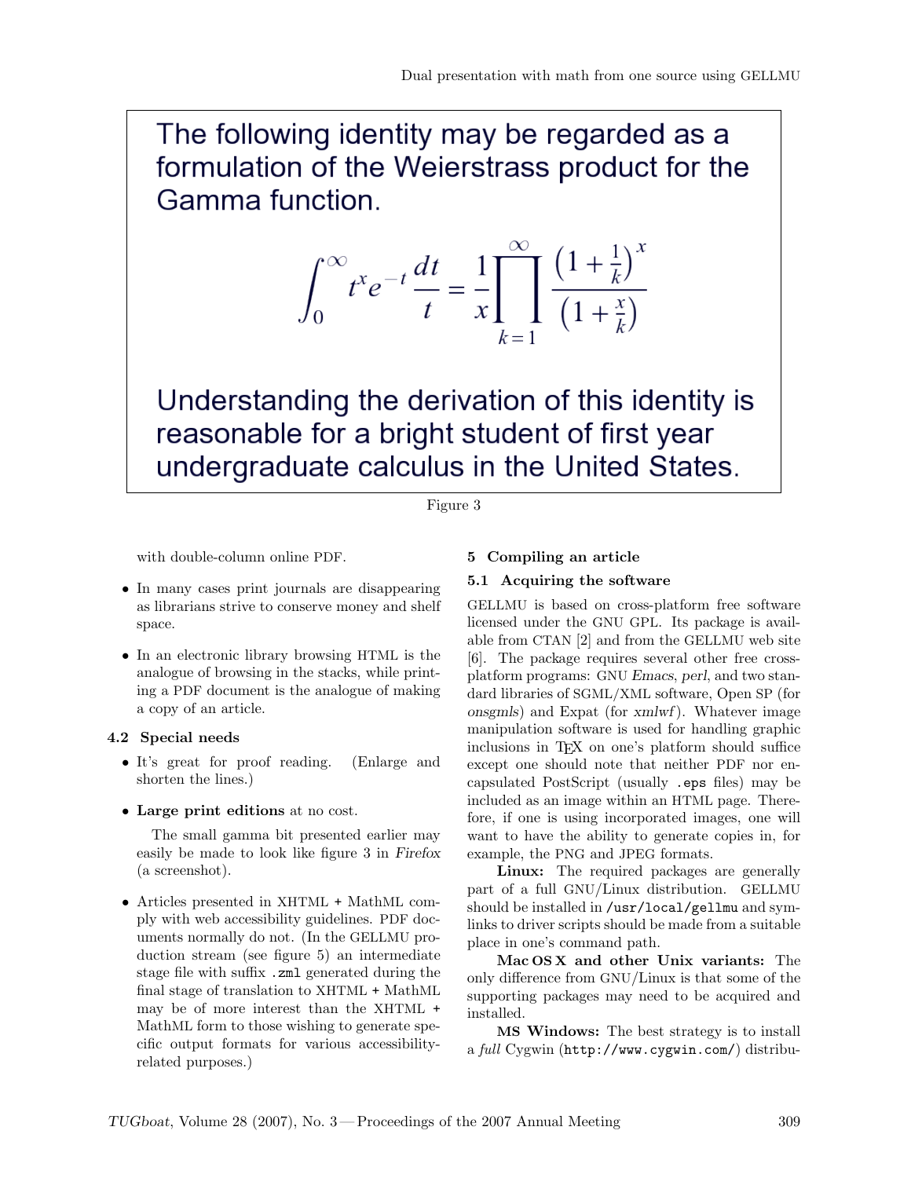The following identity may be regarded as a formulation of the Weierstrass product for the Gamma function.

$$\int_0^\infty t^x e^{-t} \frac{dt}{t} = \frac{1}{x} \prod_{k=1}^{\infty} \frac{\left(1 + \frac{1}{k}\right)^x}{\left(1 + \frac{x}{k}\right)}$$

Understanding the derivation of this identity is reasonable for a bright student of first year undergraduate calculus in the United States.

Figure 3

with double-column online PDF.

- In many cases print journals are disappearing as librarians strive to conserve money and shelf space.
- In an electronic library browsing HTML is the analogue of browsing in the stacks, while printing a PDF document is the analogue of making a copy of an article.

### 4.2 Special needs

- It's great for proof reading. (Enlarge and shorten the lines.)
- **Large print editions** at no cost.

  The small gamma bit presented earlier may easily be made to look like figure 3 in *Firefox* (a screenshot).
- Articles presented in XHTML + MathML comply with web accessibility guidelines. PDF documents normally do not. (In the GELLMU production stream (see figure 5) an intermediate stage file with suffix `.zml` generated during the final stage of translation to XHTML + MathML may be of more interest than the XHTML + MathML form to those wishing to generate specific output formats for various accessibility-related purposes.)

## 5 Compiling an article

### 5.1 Acquiring the software

GELLMU is based on cross-platform free software licensed under the GNU GPL. Its package is available from CTAN [2] and from the GELLMU web site [6]. The package requires several other free cross-platform programs: GNU *Emacs*, *perl*, and two standard libraries of SGML/XML software, Open SP (for *onsgmls*) and Expat (for *xmlwf*). Whatever image manipulation software is used for handling graphic inclusions in TeX on one's platform should suffice except one should note that neither PDF nor encapsulated PostScript (usually `.eps` files) may be included as an image within an HTML page. Therefore, if one is using incorporated images, one will want to have the ability to generate copies in, for example, the PNG and JPEG formats.

**Linux:** The required packages are generally part of a full GNU/Linux distribution. GELLMU should be installed in `/usr/local/gellmu` and symlinks to driver scripts should be made from a suitable place in one's command path.

**Mac OS X and other Unix variants:** The only difference from GNU/Linux is that some of the supporting packages may need to be acquired and installed.

**MS Windows:** The best strategy is to install a *full* Cygwin (`http://www.cygwin.com/`) distribu-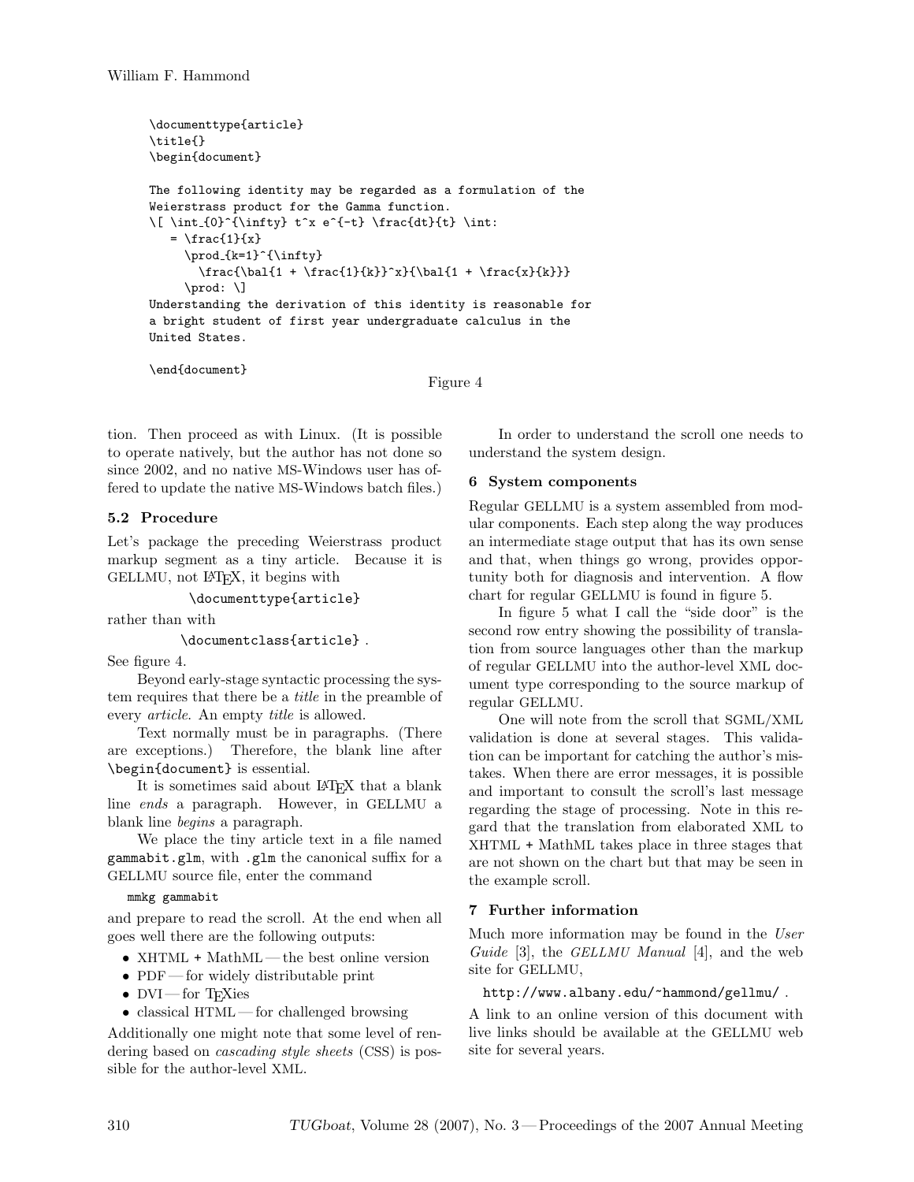```
\documenttype{article}
\title{}
\begin{document}

The following identity may be regarded as a formulation of the
Weierstrass product for the Gamma function.
\[ \int_{0}^{\infty} t^x e^{-t} \frac{dt}{t} \int:
   = \frac{1}{x}
      \prod_{k=1}^{\infty}
        \frac{\bal{1 + \frac{1}{k}}^x}{\bal{1 + \frac{x}{k}}}
      \prod: \]
Understanding the derivation of this identity is reasonable for
a bright student of first year undergraduate calculus in the
United States.

\end{document}
```

Figure 4

tion. Then proceed as with Linux. (It is possible to operate natively, but the author has not done so since 2002, and no native MS-Windows user has offered to update the native MS-Windows batch files.)

### 5.2 Procedure

Let's package the preceding Weierstrass product markup segment as a tiny article. Because it is GELLMU, not LaTeX, it begins with

`\documenttype{article}`

rather than with

`\documentclass{article}` .

See figure 4.

Beyond early-stage syntactic processing the system requires that there be a *title* in the preamble of every *article*. An empty *title* is allowed.

Text normally must be in paragraphs. (There are exceptions.) Therefore, the blank line after `\begin{document}` is essential.

It is sometimes said about LaTeX that a blank line *ends* a paragraph. However, in GELLMU a blank line *begins* a paragraph.

We place the tiny article text in a file named `gammabit.glm`, with `.glm` the canonical suffix for a GELLMU source file, enter the command

```
mmkg gammabit
```

and prepare to read the scroll. At the end when all goes well there are the following outputs:

- XHTML + MathML — the best online version
- PDF — for widely distributable print
- DVI — for TeXies
- classical HTML — for challenged browsing

Additionally one might note that some level of rendering based on *cascading style sheets* (CSS) is possible for the author-level XML.

In order to understand the scroll one needs to understand the system design.

## 6 System components

Regular GELLMU is a system assembled from modular components. Each step along the way produces an intermediate stage output that has its own sense and that, when things go wrong, provides opportunity both for diagnosis and intervention. A flow chart for regular GELLMU is found in figure 5.

In figure 5 what I call the "side door" is the second row entry showing the possibility of translation from source languages other than the markup of regular GELLMU into the author-level XML document type corresponding to the source markup of regular GELLMU.

One will note from the scroll that SGML/XML validation is done at several stages. This validation can be important for catching the author's mistakes. When there are error messages, it is possible and important to consult the scroll's last message regarding the stage of processing. Note in this regard that the translation from elaborated XML to XHTML + MathML takes place in three stages that are not shown on the chart but that may be seen in the example scroll.

## 7 Further information

Much more information may be found in the *User Guide* [3], the *GELLMU Manual* [4], and the web site for GELLMU,

`http://www.albany.edu/~hammond/gellmu/` .

A link to an online version of this document with live links should be available at the GELLMU web site for several years.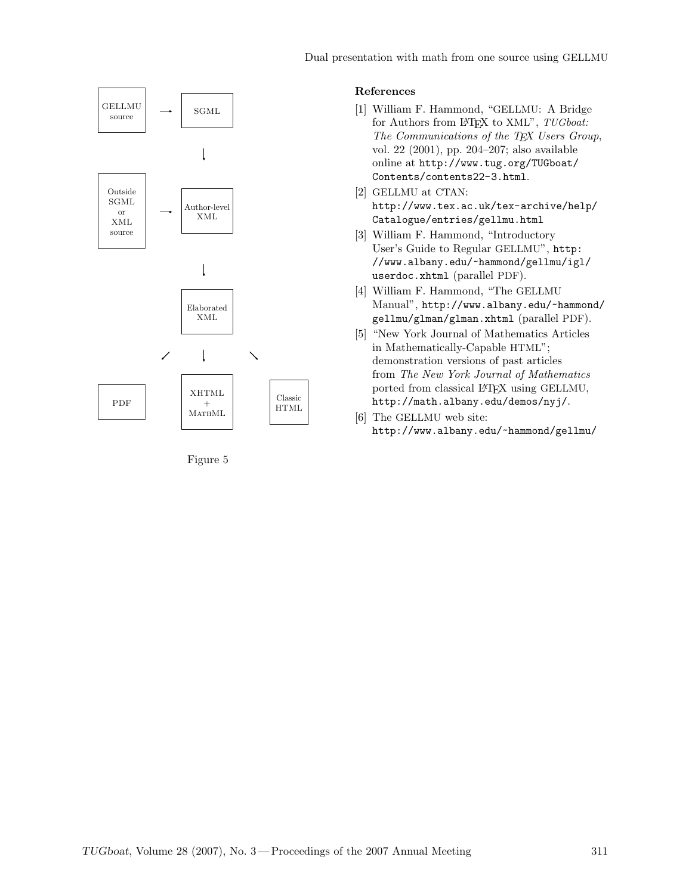GELLMU source

SGML

Outside SGML or XML source

Author-level XML

Elaborated XML

PDF

XHTML + MathML

Classic HTML

Figure 5

## References

[1] William F. Hammond, “GELLMU: A Bridge for Authors from LaTeX to XML”, *TUGboat: The Communications of the TeX Users Group*, vol. 22 (2001), pp. 204–207; also available online at http://www.tug.org/TUGboat/Contents/contents22-3.html.

[2] GELLMU at CTAN: http://www.tex.ac.uk/tex-archive/help/Catalogue/entries/gellmu.html

[3] William F. Hammond, “Introductory User’s Guide to Regular GELLMU”, http://www.albany.edu/~hammond/gellmu/igl/userdoc.xhtml (parallel PDF).

[4] William F. Hammond, “The GELLMU Manual”, http://www.albany.edu/~hammond/gellmu/glman/glman.xhtml (parallel PDF).

[5] “New York Journal of Mathematics Articles in Mathematically-Capable HTML”; demonstration versions of past articles from *The New York Journal of Mathematics* ported from classical LaTeX using GELLMU, http://math.albany.edu/demos/nyj/.

[6] The GELLMU web site: http://www.albany.edu/~hammond/gellmu/